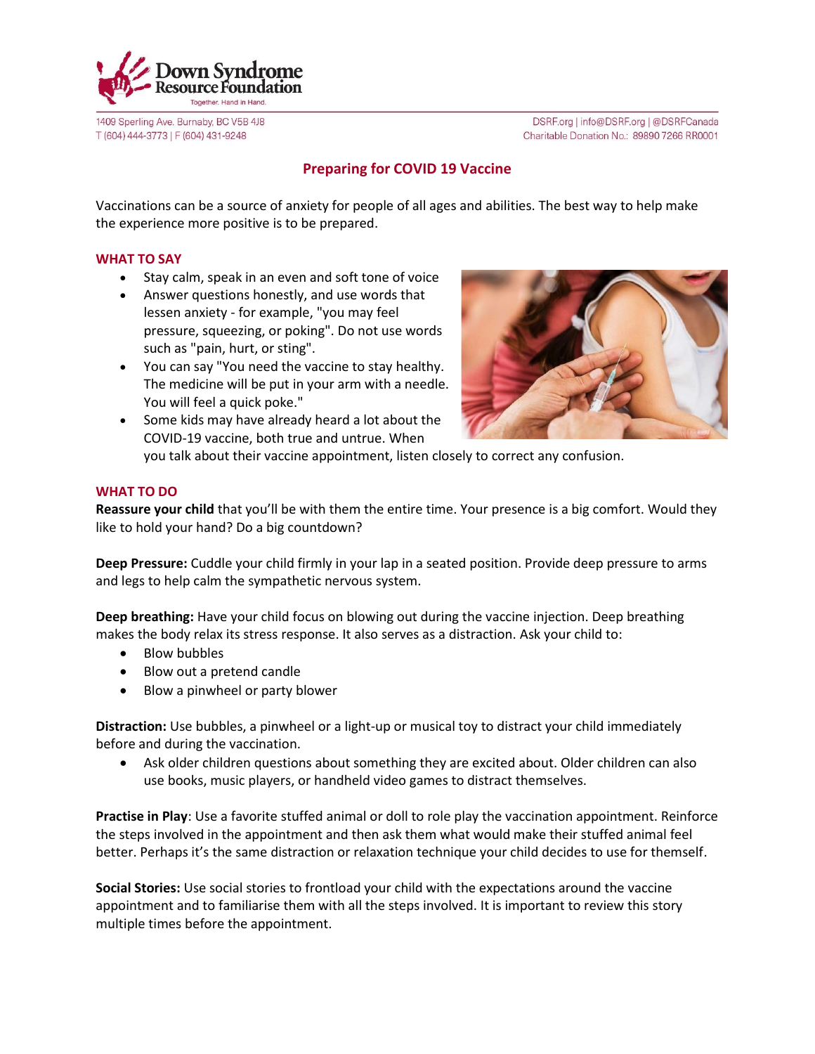Down Syndrome Resource Foundation
Together. Hand in Hand.

1409 Sperling Ave. Burnaby, BC V5B 4J8
T (604) 444-3773 | F (604) 431-9248

DSRF.org | info@DSRF.org | @DSRFCanada
Charitable Donation No.: 89890 7266 RR0001

# Preparing for COVID 19 Vaccine

Vaccinations can be a source of anxiety for people of all ages and abilities. The best way to help make the experience more positive is to be prepared.

## WHAT TO SAY

- Stay calm, speak in an even and soft tone of voice
- Answer questions honestly, and use words that lessen anxiety - for example, "you may feel pressure, squeezing, or poking". Do not use words such as "pain, hurt, or sting".
- You can say "You need the vaccine to stay healthy. The medicine will be put in your arm with a needle. You will feel a quick poke."
- Some kids may have already heard a lot about the COVID-19 vaccine, both true and untrue. When you talk about their vaccine appointment, listen closely to correct any confusion.

## WHAT TO DO

**Reassure your child** that you'll be with them the entire time. Your presence is a big comfort. Would they like to hold your hand? Do a big countdown?

**Deep Pressure:** Cuddle your child firmly in your lap in a seated position. Provide deep pressure to arms and legs to help calm the sympathetic nervous system.

**Deep breathing:** Have your child focus on blowing out during the vaccine injection. Deep breathing makes the body relax its stress response. It also serves as a distraction. Ask your child to:

- Blow bubbles
- Blow out a pretend candle
- Blow a pinwheel or party blower

**Distraction:** Use bubbles, a pinwheel or a light-up or musical toy to distract your child immediately before and during the vaccination.

- Ask older children questions about something they are excited about. Older children can also use books, music players, or handheld video games to distract themselves.

**Practise in Play**: Use a favorite stuffed animal or doll to role play the vaccination appointment. Reinforce the steps involved in the appointment and then ask them what would make their stuffed animal feel better. Perhaps it's the same distraction or relaxation technique your child decides to use for themself.

**Social Stories:** Use social stories to frontload your child with the expectations around the vaccine appointment and to familiarise them with all the steps involved. It is important to review this story multiple times before the appointment.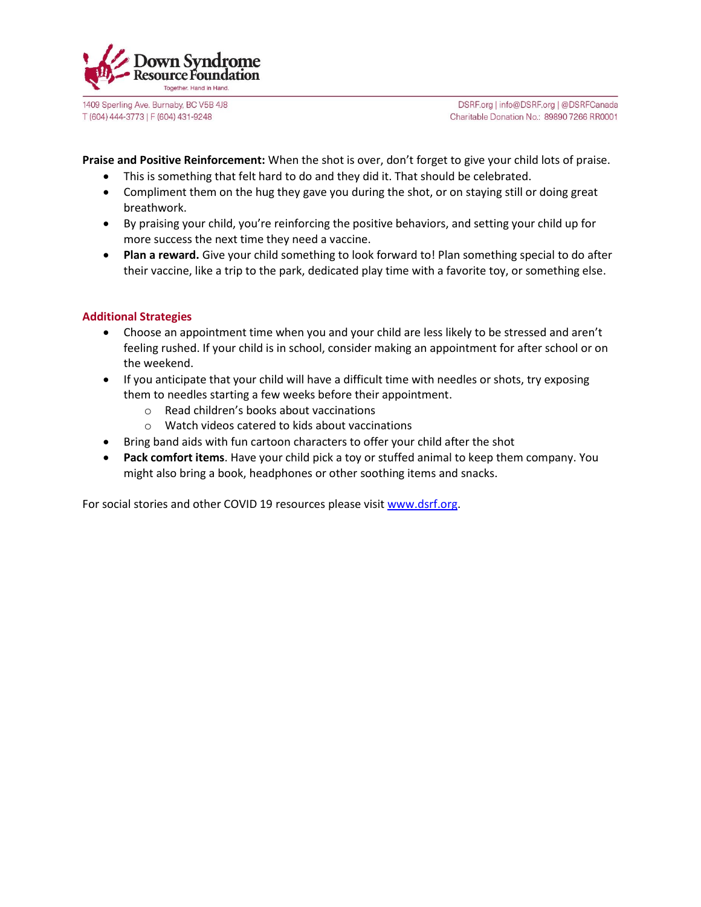**Praise and Positive Reinforcement:** When the shot is over, don't forget to give your child lots of praise.

- This is something that felt hard to do and they did it. That should be celebrated.
- Compliment them on the hug they gave you during the shot, or on staying still or doing great breathwork.
- By praising your child, you're reinforcing the positive behaviors, and setting your child up for more success the next time they need a vaccine.
- **Plan a reward.** Give your child something to look forward to! Plan something special to do after their vaccine, like a trip to the park, dedicated play time with a favorite toy, or something else.

## Additional Strategies

- Choose an appointment time when you and your child are less likely to be stressed and aren't feeling rushed. If your child is in school, consider making an appointment for after school or on the weekend.
- If you anticipate that your child will have a difficult time with needles or shots, try exposing them to needles starting a few weeks before their appointment.
  - Read children's books about vaccinations
  - Watch videos catered to kids about vaccinations
- Bring band aids with fun cartoon characters to offer your child after the shot
- **Pack comfort items**. Have your child pick a toy or stuffed animal to keep them company. You might also bring a book, headphones or other soothing items and snacks.

For social stories and other COVID 19 resources please visit [www.dsrf.org](http://www.dsrf.org).